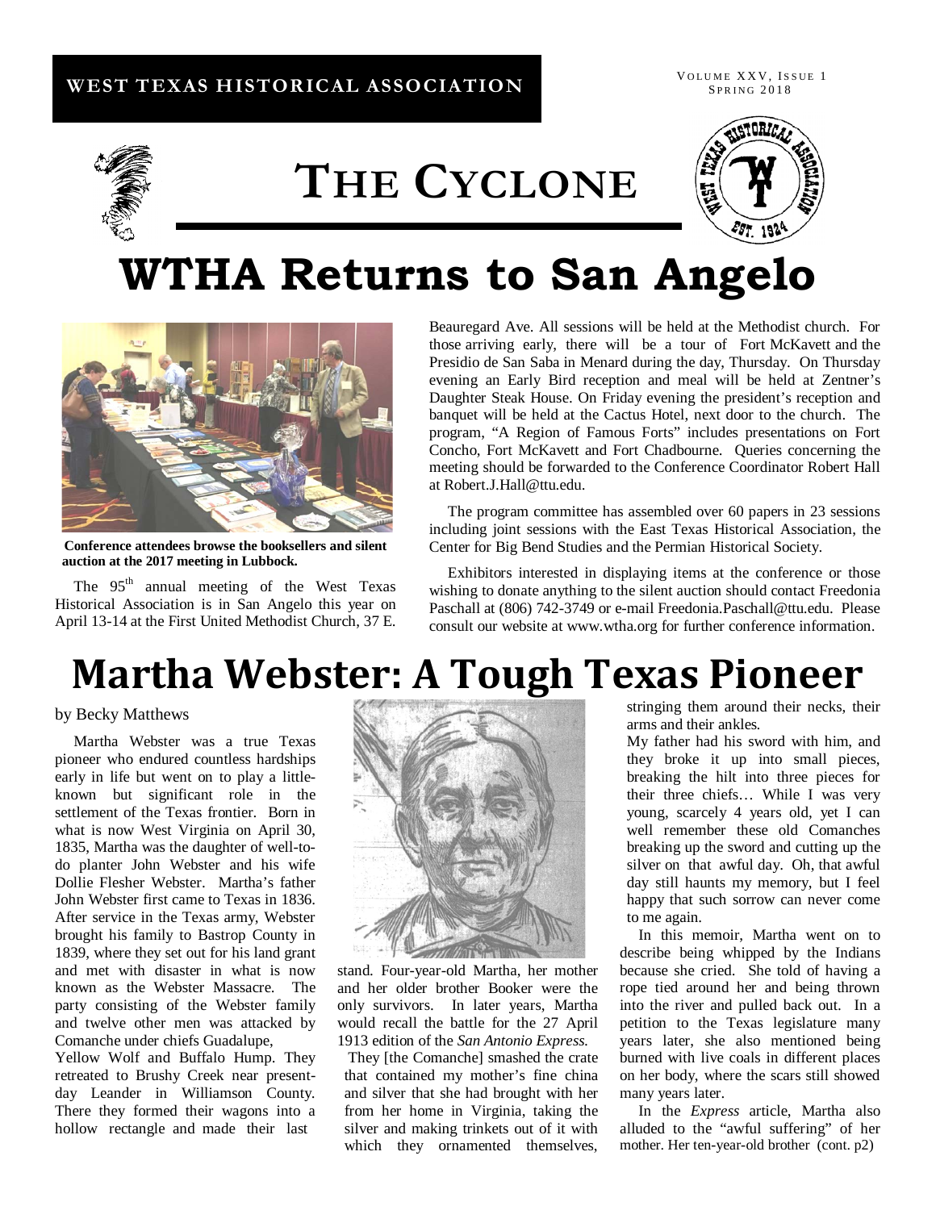# THE CYCLONE

# WTHA Returns to San Angelo

**Conference attendees browse the booksellers and silent auction at the 2017 meeting in Lubbock.**

The 95th annual meeting of the West Texas Historical Association is in San Angelo this year on April 13-14 at the First United Methodist Church, 37 E. Beauregard Ave. All sessions will be held at the Methodist church. For those arriving early, there will be a tour of Fort McKavett and the Presidio de San Saba in Menard during the day, Thursday. On Thursday evening an Early Bird reception and meal will be held at Zentner's Daughter Steak House. On Friday evening the president's reception and banquet will be held at the Cactus Hotel, next door to the church. The program, "A Region of Famous Forts" includes presentations on Fort Concho, Fort McKavett and Fort Chadbourne. Queries concerning the meeting should be forwarded to the Conference Coordinator Robert Hall at Robert.J.Hall@ttu.edu.

The program committee has assembled over 60 papers in 23 sessions including joint sessions with the East Texas Historical Association, the Center for Big Bend Studies and the Permian Historical Society.

Exhibitors interested in displaying items at the conference or those wishing to donate anything to the silent auction should contact Freedonia Paschall at (806) 742-3749 or e-mail Freedonia.Paschall@ttu.edu. Please consult our website at www.wtha.org for further conference information.

# Martha Webster: A Tough Texas Pioneer

by Becky Matthews

Martha Webster was a true Texas pioneer who endured countless hardships early in life but went on to play a little-known but significant role in the settlement of the Texas frontier. Born in what is now West Virginia on April 30, 1835, Martha was the daughter of well-to-do planter John Webster and his wife Dollie Flesher Webster. Martha's father John Webster first came to Texas in 1836. After service in the Texas army, Webster brought his family to Bastrop County in 1839, where they set out for his land grant and met with disaster in what is now known as the Webster Massacre. The party consisting of the Webster family and twelve other men was attacked by Comanche under chiefs Guadalupe, Yellow Wolf and Buffalo Hump. They retreated to Brushy Creek near present-day Leander in Williamson County. There they formed their wagons into a hollow rectangle and made their last stand. Four-year-old Martha, her mother and her older brother Booker were the only survivors. In later years, Martha would recall the battle for the 27 April 1913 edition of the *San Antonio Express.*

> They [the Comanche] smashed the crate that contained my mother's fine china and silver that she had brought with her from her home in Virginia, taking the silver and making trinkets out of it with which they ornamented themselves, stringing them around their necks, their arms and their ankles.
>
> My father had his sword with him, and they broke it up into small pieces, breaking the hilt into three pieces for their three chiefs… While I was very young, scarcely 4 years old, yet I can well remember these old Comanches breaking up the sword and cutting up the silver on that awful day. Oh, that awful day still haunts my memory, but I feel happy that such sorrow can never come to me again.

In this memoir, Martha went on to describe being whipped by the Indians because she cried. She told of having a rope tied around her and being thrown into the river and pulled back out. In a petition to the Texas legislature many years later, she also mentioned being burned with live coals in different places on her body, where the scars still showed many years later.

In the *Express* article, Martha also alluded to the "awful suffering" of her mother. Her ten-year-old brother (cont. p2)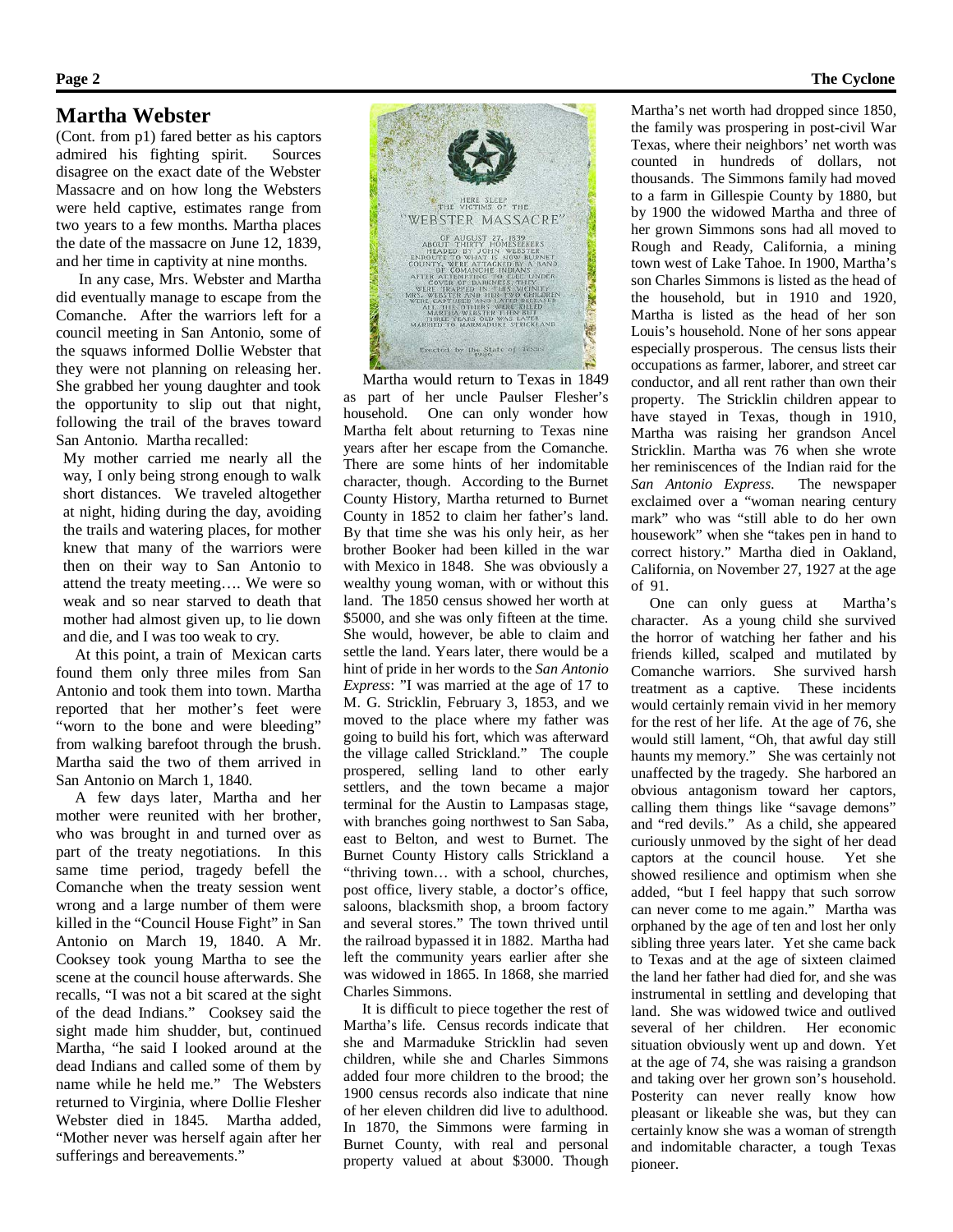## Martha Webster

(Cont. from p1) fared better as his captors admired his fighting spirit. Sources disagree on the exact date of the Webster Massacre and on how long the Websters were held captive, estimates range from two years to a few months. Martha places the date of the massacre on June 12, 1839, and her time in captivity at nine months.

In any case, Mrs. Webster and Martha did eventually manage to escape from the Comanche. After the warriors left for a council meeting in San Antonio, some of the squaws informed Dollie Webster that they were not planning on releasing her. She grabbed her young daughter and took the opportunity to slip out that night, following the trail of the braves toward San Antonio. Martha recalled:

> My mother carried me nearly all the way, I only being strong enough to walk short distances. We traveled altogether at night, hiding during the day, avoiding the trails and watering places, for mother knew that many of the warriors were then on their way to San Antonio to attend the treaty meeting…. We were so weak and so near starved to death that mother had almost given up, to lie down and die, and I was too weak to cry.

At this point, a train of Mexican carts found them only three miles from San Antonio and took them into town. Martha reported that her mother's feet were "worn to the bone and were bleeding" from walking barefoot through the brush. Martha said the two of them arrived in San Antonio on March 1, 1840.

A few days later, Martha and her mother were reunited with her brother, who was brought in and turned over as part of the treaty negotiations. In this same time period, tragedy befell the Comanche when the treaty session went wrong and a large number of them were killed in the "Council House Fight" in San Antonio on March 19, 1840. A Mr. Cooksey took young Martha to see the scene at the council house afterwards. She recalls, "I was not a bit scared at the sight of the dead Indians." Cooksey said the sight made him shudder, but, continued Martha, "he said I looked around at the dead Indians and called some of them by name while he held me." The Websters returned to Virginia, where Dollie Flesher Webster died in 1845. Martha added, "Mother never was herself again after her sufferings and bereavements."

HERE SLEEP THE VICTIMS OF THE "WEBSTER MASSACRE" OF AUGUST 27, 1839 ABOUT THIRTY HOMESEEKERS HEADED BY JOHN WEBSTER ENROUTE TO WHAT IS NOW BURNET COUNTY, WERE ATTACKED BY A BAND OF COMANCHE INDIANS AFTER ATTEMPTING TO FLEE UNDER COVER OF DARKNESS THEY WERE TRAPPED IN THIS VICINITY MRS. WEBSTER AND HER TWO CHILDREN WERE CAPTURED AND LATER RELEASED ALL THE OTHERS WERE KILLED MARTHA WEBSTER THEN BUT THREE YEARS OLD WAS LATER MARRIED TO MARMADUKE STRICKLAND

Erected by the State of Texas 1936

Martha would return to Texas in 1849 as part of her uncle Paulser Flesher's household. One can only wonder how Martha felt about returning to Texas nine years after her escape from the Comanche. There are some hints of her indomitable character, though. According to the Burnet County History, Martha returned to Burnet County in 1852 to claim her father's land. By that time she was his only heir, as her brother Booker had been killed in the war with Mexico in 1848. She was obviously a wealthy young woman, with or without this land. The 1850 census showed her worth at \$5000, and she was only fifteen at the time. She would, however, be able to claim and settle the land. Years later, there would be a hint of pride in her words to the *San Antonio Express*: "I was married at the age of 17 to M. G. Stricklin, February 3, 1853, and we moved to the place where my father was going to build his fort, which was afterward the village called Strickland." The couple prospered, selling land to other early settlers, and the town became a major terminal for the Austin to Lampasas stage, with branches going northwest to San Saba, east to Belton, and west to Burnet. The Burnet County History calls Strickland a "thriving town… with a school, churches, post office, livery stable, a doctor's office, saloons, blacksmith shop, a broom factory and several stores." The town thrived until the railroad bypassed it in 1882. Martha had left the community years earlier after she was widowed in 1865. In 1868, she married Charles Simmons.

It is difficult to piece together the rest of Martha's life. Census records indicate that she and Marmaduke Stricklin had seven children, while she and Charles Simmons added four more children to the brood; the 1900 census records also indicate that nine of her eleven children did live to adulthood. In 1870, the Simmons were farming in Burnet County, with real and personal property valued at about \$3000. Though Martha's net worth had dropped since 1850, the family was prospering in post-civil War Texas, where their neighbors' net worth was counted in hundreds of dollars, not thousands. The Simmons family had moved to a farm in Gillespie County by 1880, but by 1900 the widowed Martha and three of her grown Simmons sons had all moved to Rough and Ready, California, a mining town west of Lake Tahoe. In 1900, Martha's son Charles Simmons is listed as the head of the household, but in 1910 and 1920, Martha is listed as the head of her son Louis's household. None of her sons appear especially prosperous. The census lists their occupations as farmer, laborer, and street car conductor, and all rent rather than own their property. The Stricklin children appear to have stayed in Texas, though in 1910, Martha was raising her grandson Ancel Stricklin. Martha was 76 when she wrote her reminiscences of the Indian raid for the *San Antonio Express*. The newspaper exclaimed over a "woman nearing century mark" who was "still able to do her own housework" when she "takes pen in hand to correct history." Martha died in Oakland, California, on November 27, 1927 at the age of 91.

One can only guess at Martha's character. As a young child she survived the horror of watching her father and his friends killed, scalped and mutilated by Comanche warriors. She survived harsh treatment as a captive. These incidents would certainly remain vivid in her memory for the rest of her life. At the age of 76, she would still lament, "Oh, that awful day still haunts my memory." She was certainly not unaffected by the tragedy. She harbored an obvious antagonism toward her captors, calling them things like "savage demons" and "red devils." As a child, she appeared curiously unmoved by the sight of her dead captors at the council house. Yet she showed resilience and optimism when she added, "but I feel happy that such sorrow can never come to me again." Martha was orphaned by the age of ten and lost her only sibling three years later. Yet she came back to Texas and at the age of sixteen claimed the land her father had died for, and she was instrumental in settling and developing that land. She was widowed twice and outlived several of her children. Her economic situation obviously went up and down. Yet at the age of 74, she was raising a grandson and taking over her grown son's household. Posterity can never really know how pleasant or likeable she was, but they can certainly know she was a woman of strength and indomitable character, a tough Texas pioneer.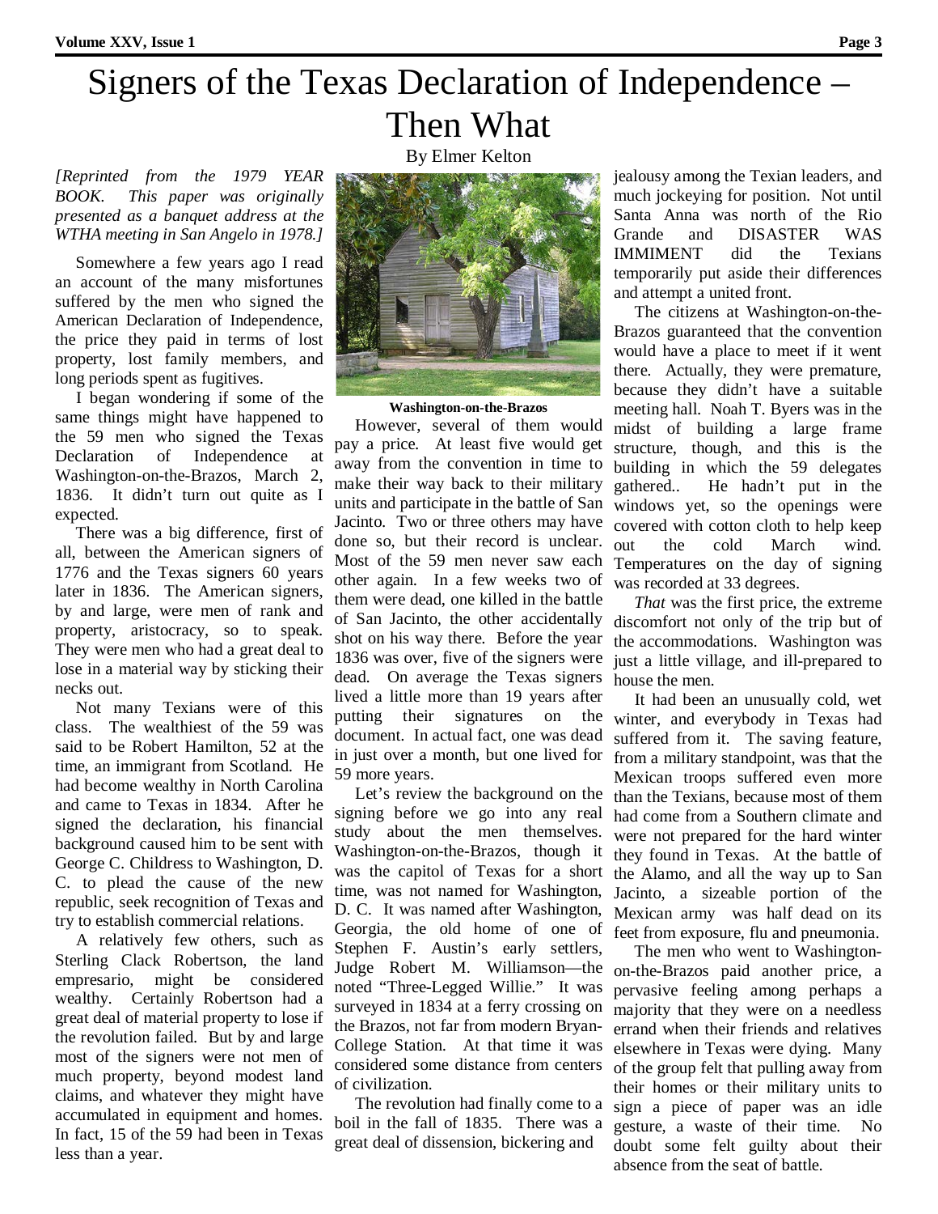# Signers of the Texas Declaration of Independence – Then What

By Elmer Kelton

*[Reprinted from the 1979 YEAR BOOK. This paper was originally presented as a banquet address at the WTHA meeting in San Angelo in 1978.]*

Somewhere a few years ago I read an account of the many misfortunes suffered by the men who signed the American Declaration of Independence, the price they paid in terms of lost property, lost family members, and long periods spent as fugitives.

I began wondering if some of the same things might have happened to the 59 men who signed the Texas Declaration of Independence at Washington-on-the-Brazos, March 2, 1836. It didn't turn out quite as I expected.

There was a big difference, first of all, between the American signers of 1776 and the Texas signers 60 years later in 1836. The American signers, by and large, were men of rank and property, aristocracy, so to speak. They were men who had a great deal to lose in a material way by sticking their necks out.

Not many Texians were of this class. The wealthiest of the 59 was said to be Robert Hamilton, 52 at the time, an immigrant from Scotland. He had become wealthy in North Carolina and came to Texas in 1834. After he signed the declaration, his financial background caused him to be sent with George C. Childress to Washington, D. C. to plead the cause of the new republic, seek recognition of Texas and try to establish commercial relations.

A relatively few others, such as Sterling Clack Robertson, the land empresario, might be considered wealthy. Certainly Robertson had a great deal of material property to lose if the revolution failed. But by and large most of the signers were not men of much property, beyond modest land claims, and whatever they might have accumulated in equipment and homes. In fact, 15 of the 59 had been in Texas less than a year.

**Washington-on-the-Brazos**

However, several of them would pay a price. At least five would get away from the convention in time to make their way back to their military units and participate in the battle of San Jacinto. Two or three others may have done so, but their record is unclear. Most of the 59 men never saw each other again. In a few weeks two of them were dead, one killed in the battle of San Jacinto, the other accidentally shot on his way there. Before the year 1836 was over, five of the signers were dead. On average the Texas signers lived a little more than 19 years after putting their signatures on the document. In actual fact, one was dead in just over a month, but one lived for 59 more years.

Let's review the background on the signing before we go into any real study about the men themselves. Washington-on-the-Brazos, though it was the capitol of Texas for a short time, was not named for Washington, D. C. It was named after Washington, Georgia, the old home of one of Stephen F. Austin's early settlers, Judge Robert M. Williamson—the noted "Three-Legged Willie." It was surveyed in 1834 at a ferry crossing on the Brazos, not far from modern Bryan-College Station. At that time it was considered some distance from centers of civilization.

The revolution had finally come to a boil in the fall of 1835. There was a great deal of dissension, bickering and jealousy among the Texian leaders, and much jockeying for position. Not until Santa Anna was north of the Rio Grande and DISASTER WAS IMMIMENT did the Texians temporarily put aside their differences and attempt a united front.

The citizens at Washington-on-the-Brazos guaranteed that the convention would have a place to meet if it went there. Actually, they were premature, because they didn't have a suitable meeting hall. Noah T. Byers was in the midst of building a large frame structure, though, and this is the building in which the 59 delegates gathered.. He hadn't put in the windows yet, so the openings were covered with cotton cloth to help keep out the cold March wind. Temperatures on the day of signing was recorded at 33 degrees.

*That* was the first price, the extreme discomfort not only of the trip but of the accommodations. Washington was just a little village, and ill-prepared to house the men.

It had been an unusually cold, wet winter, and everybody in Texas had suffered from it. The saving feature, from a military standpoint, was that the Mexican troops suffered even more than the Texians, because most of them had come from a Southern climate and were not prepared for the hard winter they found in Texas. At the battle of the Alamo, and all the way up to San Jacinto, a sizeable portion of the Mexican army was half dead on its feet from exposure, flu and pneumonia.

The men who went to Washington-on-the-Brazos paid another price, a pervasive feeling among perhaps a majority that they were on a needless errand when their friends and relatives elsewhere in Texas were dying. Many of the group felt that pulling away from their homes or their military units to sign a piece of paper was an idle gesture, a waste of their time. No doubt some felt guilty about their absence from the seat of battle.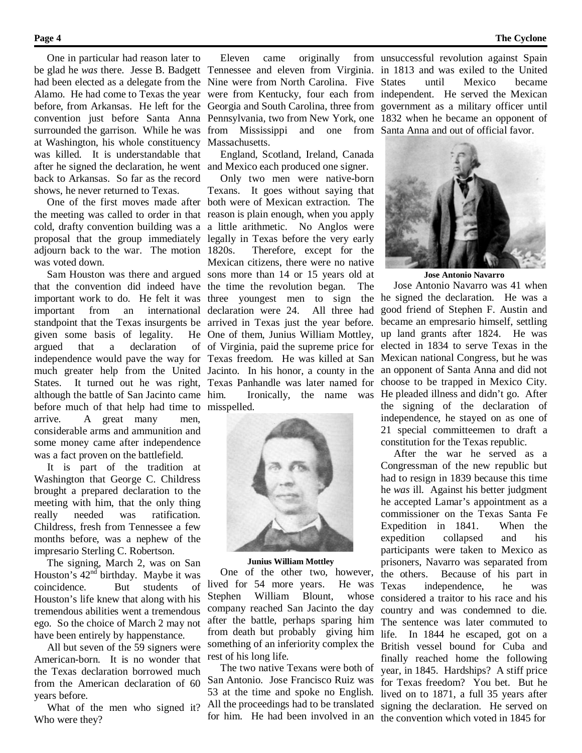One in particular had reason later to be glad he *was* there. Jesse B. Badgett had been elected as a delegate from the Alamo. He had come to Texas the year before, from Arkansas. He left for the convention just before Santa Anna surrounded the garrison. While he was at Washington, his whole constituency was killed. It is understandable that after he signed the declaration, he went back to Arkansas. So far as the record shows, he never returned to Texas.

One of the first moves made after the meeting was called to order in that cold, drafty convention building was a proposal that the group immediately adjourn back to the war. The motion was voted down.

Sam Houston was there and argued that the convention did indeed have important work to do. He felt it was important from an international standpoint that the Texas insurgents be given some basis of legality. He argued that a declaration of independence would pave the way for much greater help from the United States. It turned out he was right, although the battle of San Jacinto came before much of that help had time to arrive. A great many men, considerable arms and ammunition and some money came after independence was a fact proven on the battlefield.

It is part of the tradition at Washington that George C. Childress brought a prepared declaration to the meeting with him, that the only thing really needed was ratification. Childress, fresh from Tennessee a few months before, was a nephew of the impresario Sterling C. Robertson.

The signing, March 2, was on Sam Houston's 42nd birthday. Maybe it was coincidence. But students of Houston's life knew that along with his tremendous abilities went a tremendous ego. So the choice of March 2 may not have been entirely by happenstance.

All but seven of the 59 signers were American-born. It is no wonder that the Texas declaration borrowed much from the American declaration of 60 years before.

What of the men who signed it? Who were they?

Eleven came originally from Tennessee and eleven from Virginia. Nine were from North Carolina. Five were from Kentucky, four each from Georgia and South Carolina, three from Pennsylvania, two from New York, one from Mississippi and one from Massachusetts.

England, Scotland, Ireland, Canada and Mexico each produced one signer.

Only two men were native-born Texans. It goes without saying that both were of Mexican extraction. The reason is plain enough, when you apply a little arithmetic. No Anglos were legally in Texas before the very early 1820s. Therefore, except for the Mexican citizens, there were no native sons more than 14 or 15 years old at the time the revolution began. The three youngest men to sign the declaration were 24. All three had arrived in Texas just the year before. One of them, Junius William Mottley, of Virginia, paid the supreme price for Texas freedom. He was killed at San Jacinto. In his honor, a county in the Texas Panhandle was later named for him. Ironically, the name was misspelled.

**Junius William Mottley**

One of the other two, however, lived for 54 more years. He was Stephen William Blount, whose company reached San Jacinto the day after the battle, perhaps sparing him from death but probably giving him something of an inferiority complex the rest of his long life.

The two native Texans were both of San Antonio. Jose Francisco Ruiz was 53 at the time and spoke no English. All the proceedings had to be translated for him. He had been involved in an unsuccessful revolution against Spain in 1813 and was exiled to the United States until Mexico became independent. He served the Mexican government as a military officer until 1832 when he became an opponent of Santa Anna and out of official favor.

**Jose Antonio Navarro**

Jose Antonio Navarro was 41 when he signed the declaration. He was a good friend of Stephen F. Austin and became an empresario himself, settling up land grants after 1824. He was elected in 1834 to serve Texas in the Mexican national Congress, but he was an opponent of Santa Anna and did not choose to be trapped in Mexico City. He pleaded illness and didn't go. After the signing of the declaration of independence, he stayed on as one of 21 special committeemen to draft a constitution for the Texas republic.

After the war he served as a Congressman of the new republic but had to resign in 1839 because this time he *was* ill. Against his better judgment he accepted Lamar's appointment as a commissioner on the Texas Santa Fe Expedition in 1841. When the expedition collapsed and his participants were taken to Mexico as prisoners, Navarro was separated from the others. Because of his part in Texas independence, he was considered a traitor to his race and his country and was condemned to die. The sentence was later commuted to life. In 1844 he escaped, got on a British vessel bound for Cuba and finally reached home the following year, in 1845. Hardships? A stiff price for Texas freedom? You bet. But he lived on to 1871, a full 35 years after signing the declaration. He served on the convention which voted in 1845 for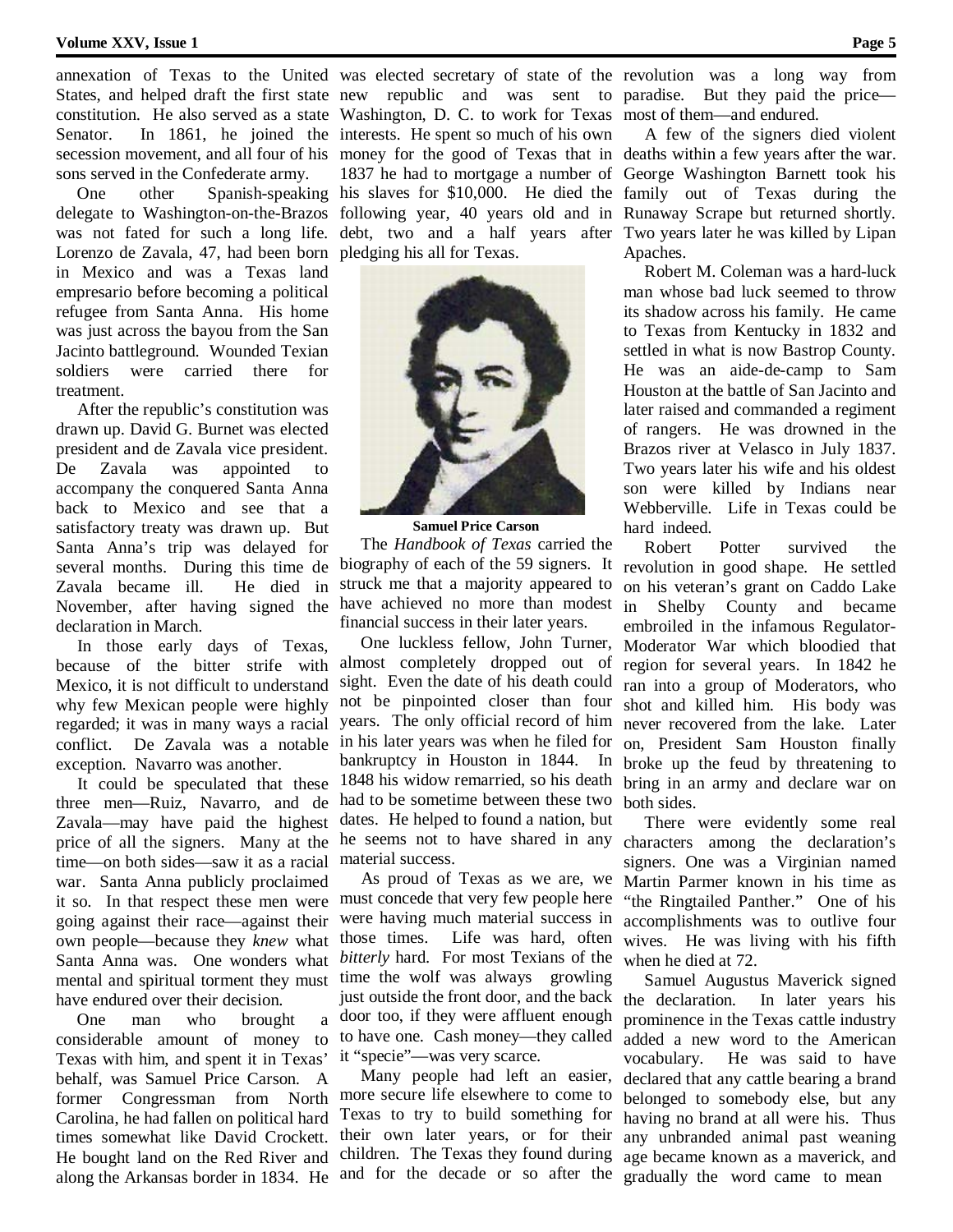annexation of Texas to the United States, and helped draft the first state constitution. He also served as a state Senator. In 1861, he joined the secession movement, and all four of his sons served in the Confederate army.

One other Spanish-speaking delegate to Washington-on-the-Brazos was not fated for such a long life. Lorenzo de Zavala, 47, had been born in Mexico and was a Texas land empresario before becoming a political refugee from Santa Anna. His home was just across the bayou from the San Jacinto battleground. Wounded Texian soldiers were carried there for treatment.

After the republic's constitution was drawn up. David G. Burnet was elected president and de Zavala vice president. De Zavala was appointed to accompany the conquered Santa Anna back to Mexico and see that a satisfactory treaty was drawn up. But Santa Anna's trip was delayed for several months. During this time de Zavala became ill. He died in November, after having signed the declaration in March.

In those early days of Texas, because of the bitter strife with Mexico, it is not difficult to understand why few Mexican people were highly regarded; it was in many ways a racial conflict. De Zavala was a notable exception. Navarro was another.

It could be speculated that these three men—Ruiz, Navarro, and de Zavala—may have paid the highest price of all the signers. Many at the time—on both sides—saw it as a racial war. Santa Anna publicly proclaimed it so. In that respect these men were going against their race—against their own people—because they *knew* what Santa Anna was. One wonders what mental and spiritual torment they must have endured over their decision.

One man who brought a considerable amount of money to Texas with him, and spent it in Texas' behalf, was Samuel Price Carson. A former Congressman from North Carolina, he had fallen on political hard times somewhat like David Crockett. He bought land on the Red River and along the Arkansas border in 1834. He was elected secretary of state of the new republic and was sent to Washington, D. C. to work for Texas interests. He spent so much of his own money for the good of Texas that in 1837 he had to mortgage a number of his slaves for $10,000. He died the following year, 40 years old and in debt, two and a half years after pledging his all for Texas.

**Samuel Price Carson**

The *Handbook of Texas* carried the biography of each of the 59 signers. It struck me that a majority appeared to have achieved no more than modest financial success in their later years.

One luckless fellow, John Turner, almost completely dropped out of sight. Even the date of his death could not be pinpointed closer than four years. The only official record of him in his later years was when he filed for bankruptcy in Houston in 1844. In 1848 his widow remarried, so his death had to be sometime between these two dates. He helped to found a nation, but he seems not to have shared in any material success.

As proud of Texas as we are, we must concede that very few people here were having much material success in those times. Life was hard, often *bitterly* hard. For most Texians of the time the wolf was always growling just outside the front door, and the back door too, if they were affluent enough to have one. Cash money—they called it "specie"—was very scarce.

Many people had left an easier, more secure life elsewhere to come to Texas to try to build something for their own later years, or for their children. The Texas they found during and for the decade or so after the revolution was a long way from paradise. But they paid the price—most of them—and endured.

A few of the signers died violent deaths within a few years after the war. George Washington Barnett took his family out of Texas during the Runaway Scrape but returned shortly. Two years later he was killed by Lipan Apaches.

Robert M. Coleman was a hard-luck man whose bad luck seemed to throw its shadow across his family. He came to Texas from Kentucky in 1832 and settled in what is now Bastrop County. He was an aide-de-camp to Sam Houston at the battle of San Jacinto and later raised and commanded a regiment of rangers. He was drowned in the Brazos river at Velasco in July 1837. Two years later his wife and his oldest son were killed by Indians near Webberville. Life in Texas could be hard indeed.

Robert Potter survived the revolution in good shape. He settled on his veteran's grant on Caddo Lake in Shelby County and became embroiled in the infamous Regulator-Moderator War which bloodied that region for several years. In 1842 he ran into a group of Moderators, who shot and killed him. His body was never recovered from the lake. Later on, President Sam Houston finally broke up the feud by threatening to bring in an army and declare war on both sides.

There were evidently some real characters among the declaration's signers. One was a Virginian named Martin Parmer known in his time as "the Ringtailed Panther." One of his accomplishments was to outlive four wives. He was living with his fifth when he died at 72.

Samuel Augustus Maverick signed the declaration. In later years his prominence in the Texas cattle industry added a new word to the American vocabulary. He was said to have declared that any cattle bearing a brand belonged to somebody else, but any having no brand at all were his. Thus any unbranded animal past weaning age became known as a maverick, and gradually the word came to mean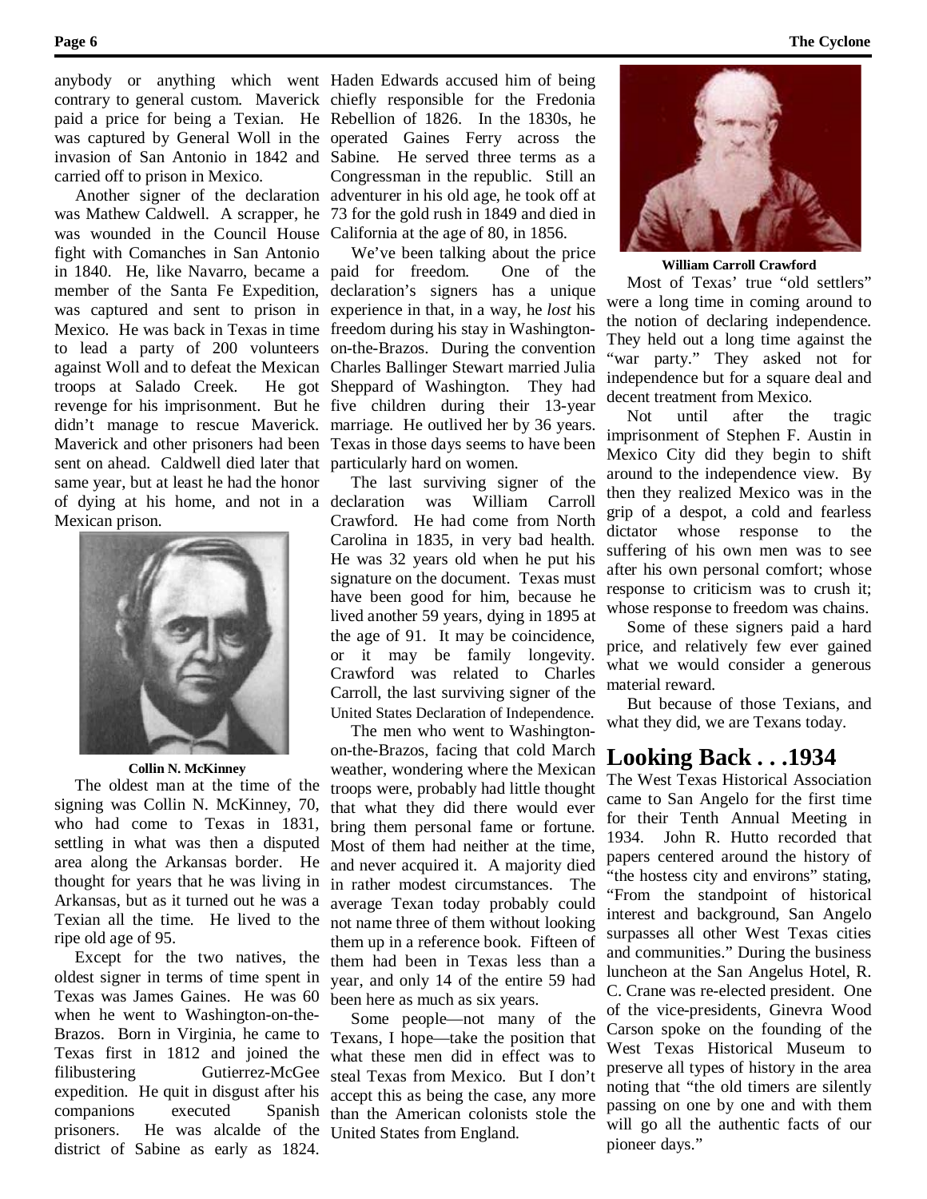anybody or anything which went contrary to general custom. Maverick paid a price for being a Texian. He was captured by General Woll in the invasion of San Antonio in 1842 and carried off to prison in Mexico.

Another signer of the declaration was Mathew Caldwell. A scrapper, he was wounded in the Council House fight with Comanches in San Antonio in 1840. He, like Navarro, became a member of the Santa Fe Expedition, was captured and sent to prison in Mexico. He was back in Texas in time to lead a party of 200 volunteers against Woll and to defeat the Mexican troops at Salado Creek. He got revenge for his imprisonment. But he didn't manage to rescue Maverick. Maverick and other prisoners had been sent on ahead. Caldwell died later that same year, but at least he had the honor of dying at his home, and not in a Mexican prison.

**Collin N. McKinney**

The oldest man at the time of the signing was Collin N. McKinney, 70, who had come to Texas in 1831, settling in what was then a disputed area along the Arkansas border. He thought for years that he was living in Arkansas, but as it turned out he was a Texian all the time. He lived to the ripe old age of 95.

Except for the two natives, the oldest signer in terms of time spent in Texas was James Gaines. He was 60 when he went to Washington-on-the-Brazos. Born in Virginia, he came to Texas first in 1812 and joined the filibustering Gutierrez-McGee expedition. He quit in disgust after his companions executed Spanish prisoners. He was alcalde of the district of Sabine as early as 1824. Haden Edwards accused him of being chiefly responsible for the Fredonia Rebellion of 1826. In the 1830s, he operated Gaines Ferry across the Sabine. He served three terms as a Congressman in the republic. Still an adventurer in his old age, he took off at 73 for the gold rush in 1849 and died in California at the age of 80, in 1856.

We've been talking about the price paid for freedom. One of the declaration's signers has a unique experience in that, in a way, he *lost* his freedom during his stay in Washington-on-the-Brazos. During the convention Charles Ballinger Stewart married Julia Sheppard of Washington. They had five children during their 13-year marriage. He outlived her by 36 years. Texas in those days seems to have been particularly hard on women.

The last surviving signer of the declaration was William Carroll Crawford. He had come from North Carolina in 1835, in very bad health. He was 32 years old when he put his signature on the document. Texas must have been good for him, because he lived another 59 years, dying in 1895 at the age of 91. It may be coincidence, or it may be family longevity. Crawford was related to Charles Carroll, the last surviving signer of the United States Declaration of Independence.

The men who went to Washington-on-the-Brazos, facing that cold March weather, wondering where the Mexican troops were, probably had little thought that what they did there would ever bring them personal fame or fortune. Most of them had neither at the time, and never acquired it. A majority died in rather modest circumstances. The average Texan today probably could not name three of them without looking them up in a reference book. Fifteen of them had been in Texas less than a year, and only 14 of the entire 59 had been here as much as six years.

Some people—not many of the Texans, I hope—take the position that what these men did in effect was to steal Texas from Mexico. But I don't accept this as being the case, any more than the American colonists stole the United States from England.

**William Carroll Crawford**

Most of Texas' true "old settlers" were a long time in coming around to the notion of declaring independence. They held out a long time against the "war party." They asked not for independence but for a square deal and decent treatment from Mexico.

Not until after the tragic imprisonment of Stephen F. Austin in Mexico City did they begin to shift around to the independence view. By then they realized Mexico was in the grip of a despot, a cold and fearless dictator whose response to the suffering of his own men was to see after his own personal comfort; whose response to criticism was to crush it; whose response to freedom was chains.

Some of these signers paid a hard price, and relatively few ever gained what we would consider a generous material reward.

But because of those Texians, and what they did, we are Texans today.

## Looking Back . . .1934

The West Texas Historical Association came to San Angelo for the first time for their Tenth Annual Meeting in 1934. John R. Hutto recorded that papers centered around the history of "the hostess city and environs" stating, "From the standpoint of historical interest and background, San Angelo surpasses all other West Texas cities and communities." During the business luncheon at the San Angelus Hotel, R. C. Crane was re-elected president. One of the vice-presidents, Ginevra Wood Carson spoke on the founding of the West Texas Historical Museum to preserve all types of history in the area noting that "the old timers are silently passing on one by one and with them will go all the authentic facts of our pioneer days."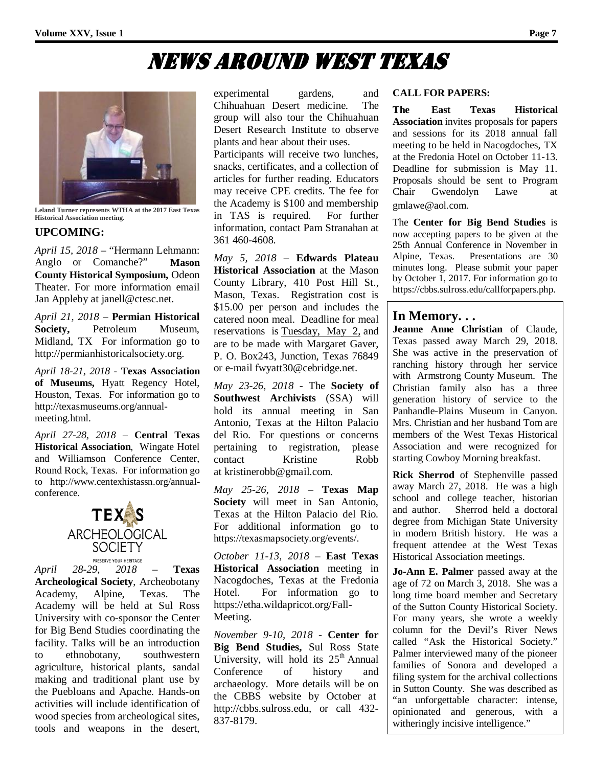# NEWS AROUND WEST TEXAS

Leland Turner represents WTHA at the 2017 East Texas Historical Association meeting.

## UPCOMING:

*April 15, 2018* – "Hermann Lehmann: Anglo or Comanche?" **Mason County Historical Symposium,** Odeon Theater. For more information email Jan Appleby at janell@ctesc.net.

*April 21, 2018* – **Permian Historical Society,** Petroleum Museum, Midland, TX For information go to http://permianhistoricalsociety.org.

*April 18-21, 2018* - **Texas Association of Museums,** Hyatt Regency Hotel, Houston, Texas. For information go to http://texasmuseums.org/annual-meeting.html.

*April 27-28, 2018* – **Central Texas Historical Association**, Wingate Hotel and Williamson Conference Center, Round Rock, Texas. For information go to http://www.centexhistassn.org/annual-conference.

TEXAS ARCHEOLOGICAL SOCIETY
PRESERVE YOUR HERITAGE

*April 28-29, 2018* – **Texas Archeological Society**, Archeobotany Academy, Alpine, Texas. The Academy will be held at Sul Ross University with co-sponsor the Center for Big Bend Studies coordinating the facility. Talks will be an introduction to ethnobotany, southwestern agriculture, historical plants, sandal making and traditional plant use by the Puebloans and Apache. Hands-on activities will include identification of wood species from archeological sites, tools and weapons in the desert, experimental gardens, and Chihuahuan Desert medicine. The group will also tour the Chihuahuan Desert Research Institute to observe plants and hear about their uses.
Participants will receive two lunches, snacks, certificates, and a collection of articles for further reading. Educators may receive CPE credits. The fee for the Academy is $100 and membership in TAS is required. For further information, contact Pam Stranahan at 361 460-4608.

*May 5, 2018* – **Edwards Plateau Historical Association** at the Mason County Library, 410 Post Hill St., Mason, Texas. Registration cost is $15.00 per person and includes the catered noon meal. Deadline for meal reservations is Tuesday, May 2, and are to be made with Margaret Gaver, P. O. Box243, Junction, Texas 76849 or e-mail fwyatt30@cebridge.net.

*May 23-26, 2018* - The **Society of Southwest Archivists** (SSA) will hold its annual meeting in San Antonio, Texas at the Hilton Palacio del Rio. For questions or concerns pertaining to registration, please contact Kristine Robb at kristinerobb@gmail.com.

*May 25-26, 2018* – **Texas Map Society** will meet in San Antonio, Texas at the Hilton Palacio del Rio. For additional information go to https://texasmapsociety.org/events/.

*October 11-13, 2018* – **East Texas Historical Association** meeting in Nacogdoches, Texas at the Fredonia Hotel. For information go to https://etha.wildapricot.org/Fall-Meeting.

*November 9-10, 2018* - **Center for Big Bend Studies,** Sul Ross State University, will hold its 25th Annual Conference of history and archaeology. More details will be on the CBBS website by October at http://cbbs.sulross.edu, or call 432-837-8179.

**CALL FOR PAPERS:**

**The East Texas Historical Association** invites proposals for papers and sessions for its 2018 annual fall meeting to be held in Nacogdoches, TX at the Fredonia Hotel on October 11-13. Deadline for submission is May 11. Proposals should be sent to Program Chair Gwendolyn Lawe at gmlawe@aol.com.

The **Center for Big Bend Studies** is now accepting papers to be given at the 25th Annual Conference in November in Alpine, Texas. Presentations are 30 minutes long. Please submit your paper by October 1, 2017. For information go to https://cbbs.sulross.edu/callforpapers.php.

## In Memory. . .

**Jeanne Anne Christian** of Claude, Texas passed away March 29, 2018. She was active in the preservation of ranching history through her service with Armstrong County Museum. The Christian family also has a three generation history of service to the Panhandle-Plains Museum in Canyon. Mrs. Christian and her husband Tom are members of the West Texas Historical Association and were recognized for starting Cowboy Morning breakfast.

**Rick Sherrod** of Stephenville passed away March 27, 2018. He was a high school and college teacher, historian and author. Sherrod held a doctoral degree from Michigan State University in modern British history. He was a frequent attendee at the West Texas Historical Association meetings.

**Jo-Ann E. Palmer** passed away at the age of 72 on March 3, 2018. She was a long time board member and Secretary of the Sutton County Historical Society. For many years, she wrote a weekly column for the Devil's River News called "Ask the Historical Society." Palmer interviewed many of the pioneer families of Sonora and developed a filing system for the archival collections in Sutton County. She was described as "an unforgettable character: intense, opinionated and generous, with a witheringly incisive intelligence."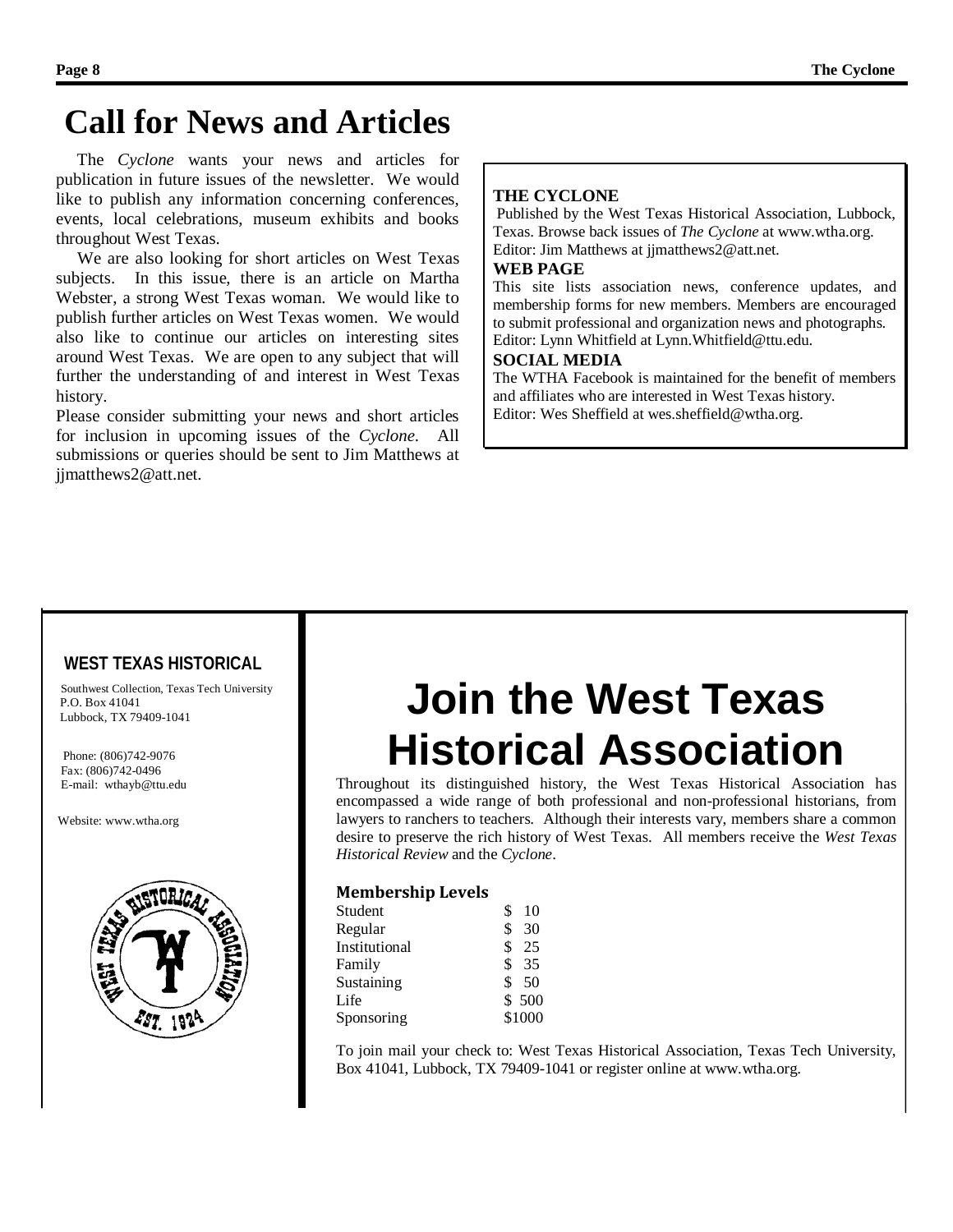# Call for News and Articles

The *Cyclone* wants your news and articles for publication in future issues of the newsletter. We would like to publish any information concerning conferences, events, local celebrations, museum exhibits and books throughout West Texas.

We are also looking for short articles on West Texas subjects. In this issue, there is an article on Martha Webster, a strong West Texas woman. We would like to publish further articles on West Texas women. We would also like to continue our articles on interesting sites around West Texas. We are open to any subject that will further the understanding of and interest in West Texas history.

Please consider submitting your news and short articles for inclusion in upcoming issues of the *Cyclone*. All submissions or queries should be sent to Jim Matthews at jjmatthews2@att.net.

**THE CYCLONE**
Published by the West Texas Historical Association, Lubbock, Texas. Browse back issues of *The Cyclone* at www.wtha.org. Editor: Jim Matthews at jjmatthews2@att.net.

**WEB PAGE**
This site lists association news, conference updates, and membership forms for new members. Members are encouraged to submit professional and organization news and photographs. Editor: Lynn Whitfield at Lynn.Whitfield@ttu.edu.

**SOCIAL MEDIA**
The WTHA Facebook is maintained for the benefit of members and affiliates who are interested in West Texas history. Editor: Wes Sheffield at wes.sheffield@wtha.org.

**WEST TEXAS HISTORICAL**

Southwest Collection, Texas Tech University
P.O. Box 41041
Lubbock, TX 79409-1041

Phone: (806)742-9076
Fax: (806)742-0496
E-mail: wthayb@ttu.edu

Website: www.wtha.org

# Join the West Texas Historical Association

Throughout its distinguished history, the West Texas Historical Association has encompassed a wide range of both professional and non-professional historians, from lawyers to ranchers to teachers. Although their interests vary, members share a common desire to preserve the rich history of West Texas. All members receive the *West Texas Historical Review* and the *Cyclone*.

**Membership Levels**

| | |
|---|---|
| Student | $ 10 |
| Regular | $ 30 |
| Institutional | $ 25 |
| Family | $ 35 |
| Sustaining | $ 50 |
| Life | $ 500 |
| Sponsoring | $1000 |

To join mail your check to: West Texas Historical Association, Texas Tech University, Box 41041, Lubbock, TX 79409-1041 or register online at www.wtha.org.